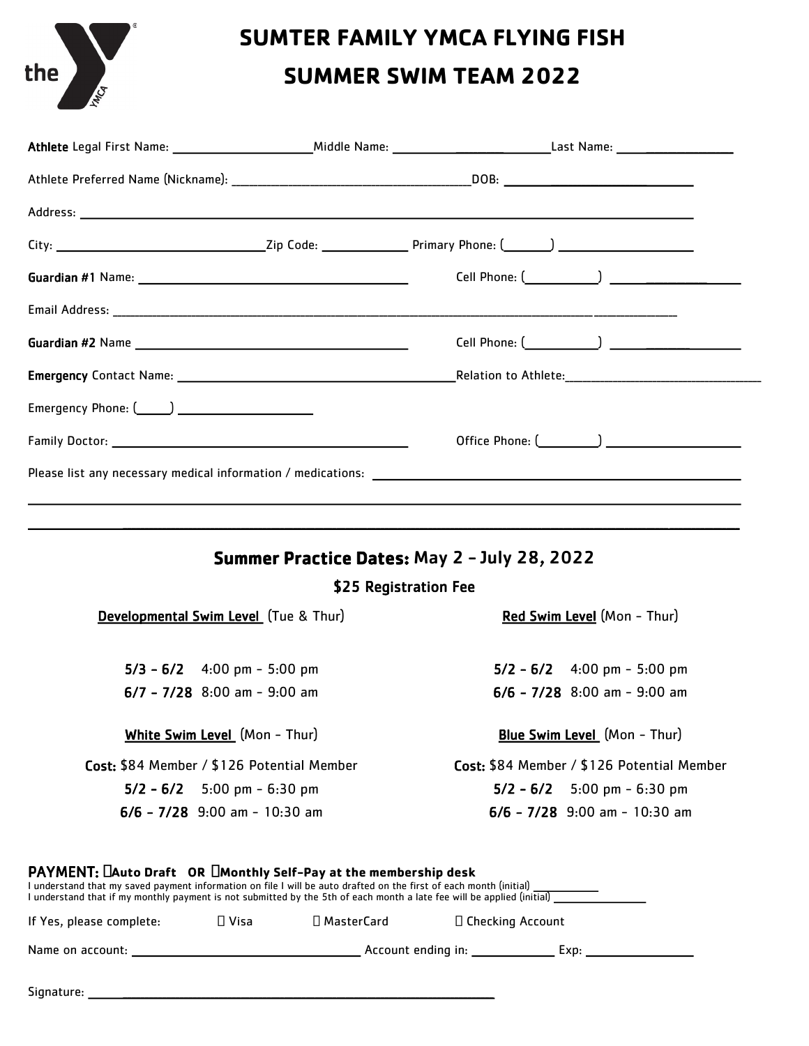# SUMTER FAMILY YMCA FLYING FISH

# SUMMER SWIM TEAM 2022

**Athlete** Legal First Name: ____________________ Middle Name: ____________________ Last Name: ______________

Athlete Preferred Name (Nickname): ________________________________________ DOB: ____________________________

Address: ____________________________________________________________________________________

City: ______________________________ Zip Code: _____________ Primary Phone: (_______) ____________________

**Guardian #1** Name: ________________________________________ Cell Phone: (___________) ____________________

Email Address: ____________________________________________________________________________________

**Guardian #2** Name ________________________________________ Cell Phone: (___________) ____________________

**Emergency** Contact Name: ________________________________________ Relation to Athlete: ______________________________

Emergency Phone: (_____) ____________________

Family Doctor: ______________________________________________ Office Phone: (_________) ____________________

Please list any necessary medical information / medications: ____________________________________________________

____________________________________________________________________________________________________

____________________________________________________________________________________________________

## Summer Practice Dates: May 2 – July 28, 2022

**$25 Registration Fee**

**Developmental Swim Level** (Tue & Thur)

**5/3 - 6/2** 4:00 pm - 5:00 pm
**6/7 – 7/28** 8:00 am - 9:00 am

**Red Swim Level** (Mon - Thur)

**5/2 - 6/2** 4:00 pm - 5:00 pm
**6/6 – 7/28** 8:00 am - 9:00 am

**White Swim Level** (Mon - Thur)

**Cost:** $84 Member / $126 Potential Member
**5/2 - 6/2** 5:00 pm - 6:30 pm
**6/6 – 7/28** 9:00 am - 10:30 am

**Blue Swim Level** (Mon - Thur)

**Cost:** $84 Member / $126 Potential Member
**5/2 - 6/2** 5:00 pm - 6:30 pm
**6/6 – 7/28** 9:00 am - 10:30 am

**PAYMENT:** ☐**Auto Draft OR** ☐**Monthly Self-Pay at the membership desk**

I understand that my saved payment information on file I will be auto drafted on the first of each month (initial) ____________

I understand that if my monthly payment is not submitted by the 5th of each month a late fee will be applied (initial) ____________

If Yes, please complete: ☐ Visa ☐ MasterCard ☐ Checking Account

Name on account: ______________________________ Account ending in: ____________ Exp: ______________

Signature: ____________________________________________________________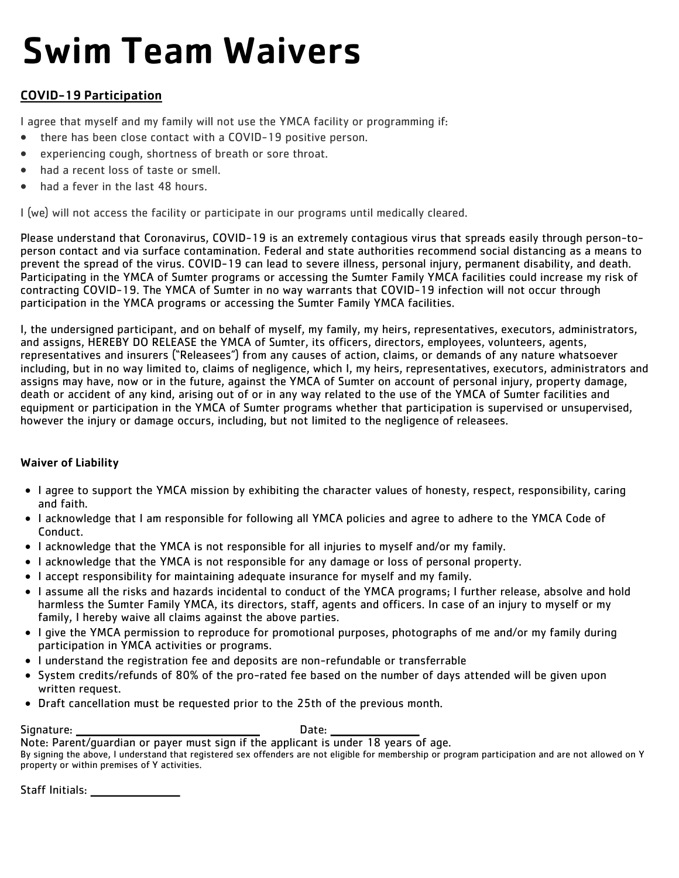# Swim Team Waivers

## COVID-19 Participation

I agree that myself and my family will not use the YMCA facility or programming if:

- there has been close contact with a COVID-19 positive person.
- experiencing cough, shortness of breath or sore throat.
- had a recent loss of taste or smell.
- had a fever in the last 48 hours.

I (we) will not access the facility or participate in our programs until medically cleared.

Please understand that Coronavirus, COVID-19 is an extremely contagious virus that spreads easily through person-to-person contact and via surface contamination. Federal and state authorities recommend social distancing as a means to prevent the spread of the virus. COVID-19 can lead to severe illness, personal injury, permanent disability, and death. Participating in the YMCA of Sumter programs or accessing the Sumter Family YMCA facilities could increase my risk of contracting COVID-19. The YMCA of Sumter in no way warrants that COVID-19 infection will not occur through participation in the YMCA programs or accessing the Sumter Family YMCA facilities.

I, the undersigned participant, and on behalf of myself, my family, my heirs, representatives, executors, administrators, and assigns, HEREBY DO RELEASE the YMCA of Sumter, its officers, directors, employees, volunteers, agents, representatives and insurers ("Releasees") from any causes of action, claims, or demands of any nature whatsoever including, but in no way limited to, claims of negligence, which I, my heirs, representatives, executors, administrators and assigns may have, now or in the future, against the YMCA of Sumter on account of personal injury, property damage, death or accident of any kind, arising out of or in any way related to the use of the YMCA of Sumter facilities and equipment or participation in the YMCA of Sumter programs whether that participation is supervised or unsupervised, however the injury or damage occurs, including, but not limited to the negligence of releasees.

### Waiver of Liability

- I agree to support the YMCA mission by exhibiting the character values of honesty, respect, responsibility, caring and faith.
- I acknowledge that I am responsible for following all YMCA policies and agree to adhere to the YMCA Code of Conduct.
- I acknowledge that the YMCA is not responsible for all injuries to myself and/or my family.
- I acknowledge that the YMCA is not responsible for any damage or loss of personal property.
- I accept responsibility for maintaining adequate insurance for myself and my family.
- I assume all the risks and hazards incidental to conduct of the YMCA programs; I further release, absolve and hold harmless the Sumter Family YMCA, its directors, staff, agents and officers. In case of an injury to myself or my family, I hereby waive all claims against the above parties.
- I give the YMCA permission to reproduce for promotional purposes, photographs of me and/or my family during participation in YMCA activities or programs.
- I understand the registration fee and deposits are non-refundable or transferrable
- System credits/refunds of 80% of the pro-rated fee based on the number of days attended will be given upon written request.
- Draft cancellation must be requested prior to the 25th of the previous month.

Signature: ______________________________ Date: ______________

Note: Parent/guardian or payer must sign if the applicant is under 18 years of age.

By signing the above, I understand that registered sex offenders are not eligible for membership or program participation and are not allowed on Y property or within premises of Y activities.

Staff Initials: ______________